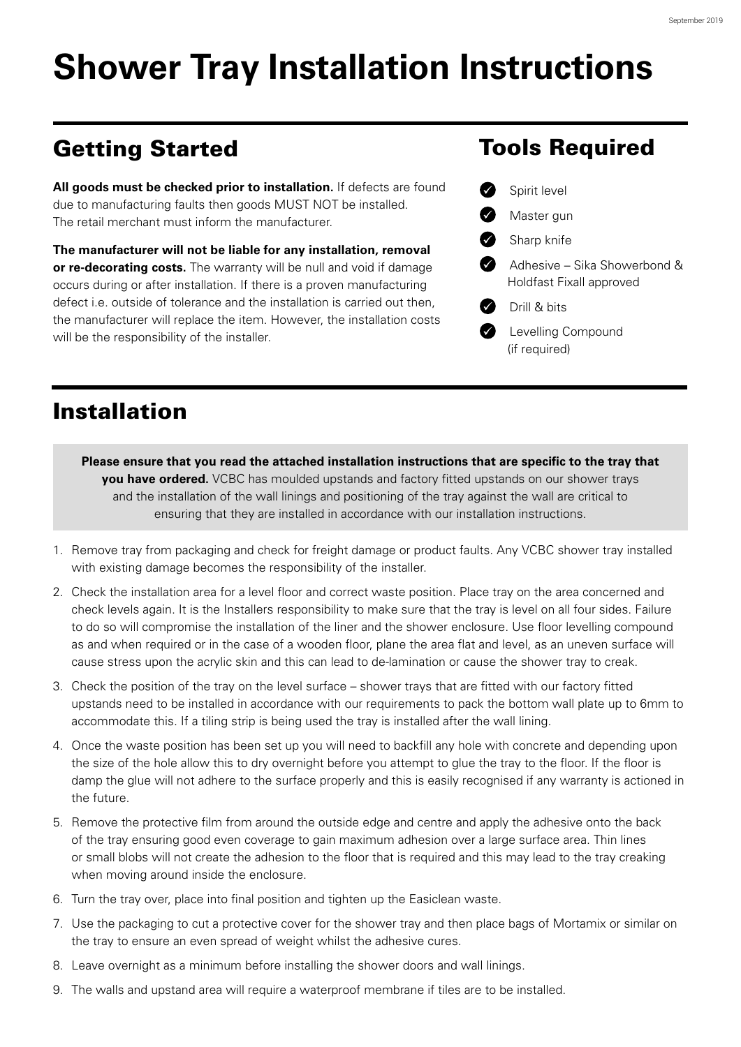# Shower Tray Installation Instructions

## Getting Started

**All goods must be checked prior to installation.** If defects are found due to manufacturing faults then goods MUST NOT be installed. The retail merchant must inform the manufacturer.

**The manufacturer will not be liable for any installation, removal or re-decorating costs.** The warranty will be null and void if damage occurs during or after installation. If there is a proven manufacturing defect i.e. outside of tolerance and the installation is carried out then, the manufacturer will replace the item. However, the installation costs will be the responsibility of the installer.

## Tools Required

- Spirit level
- Master gun
- Sharp knife
- Adhesive – Sika Showerbond & Holdfast Fixall approved
- Drill & bits
- Levelling Compound (if required)

## Installation

**Please ensure that you read the attached installation instructions that are specific to the tray that you have ordered.** VCBC has moulded upstands and factory fitted upstands on our shower trays and the installation of the wall linings and positioning of the tray against the wall are critical to ensuring that they are installed in accordance with our installation instructions.

1. Remove tray from packaging and check for freight damage or product faults. Any VCBC shower tray installed with existing damage becomes the responsibility of the installer.
2. Check the installation area for a level floor and correct waste position. Place tray on the area concerned and check levels again. It is the Installers responsibility to make sure that the tray is level on all four sides. Failure to do so will compromise the installation of the liner and the shower enclosure. Use floor levelling compound as and when required or in the case of a wooden floor, plane the area flat and level, as an uneven surface will cause stress upon the acrylic skin and this can lead to de-lamination or cause the shower tray to creak.
3. Check the position of the tray on the level surface – shower trays that are fitted with our factory fitted upstands need to be installed in accordance with our requirements to pack the bottom wall plate up to 6mm to accommodate this. If a tiling strip is being used the tray is installed after the wall lining.
4. Once the waste position has been set up you will need to backfill any hole with concrete and depending upon the size of the hole allow this to dry overnight before you attempt to glue the tray to the floor. If the floor is damp the glue will not adhere to the surface properly and this is easily recognised if any warranty is actioned in the future.
5. Remove the protective film from around the outside edge and centre and apply the adhesive onto the back of the tray ensuring good even coverage to gain maximum adhesion over a large surface area. Thin lines or small blobs will not create the adhesion to the floor that is required and this may lead to the tray creaking when moving around inside the enclosure.
6. Turn the tray over, place into final position and tighten up the Easiclean waste.
7. Use the packaging to cut a protective cover for the shower tray and then place bags of Mortamix or similar on the tray to ensure an even spread of weight whilst the adhesive cures.
8. Leave overnight as a minimum before installing the shower doors and wall linings.
9. The walls and upstand area will require a waterproof membrane if tiles are to be installed.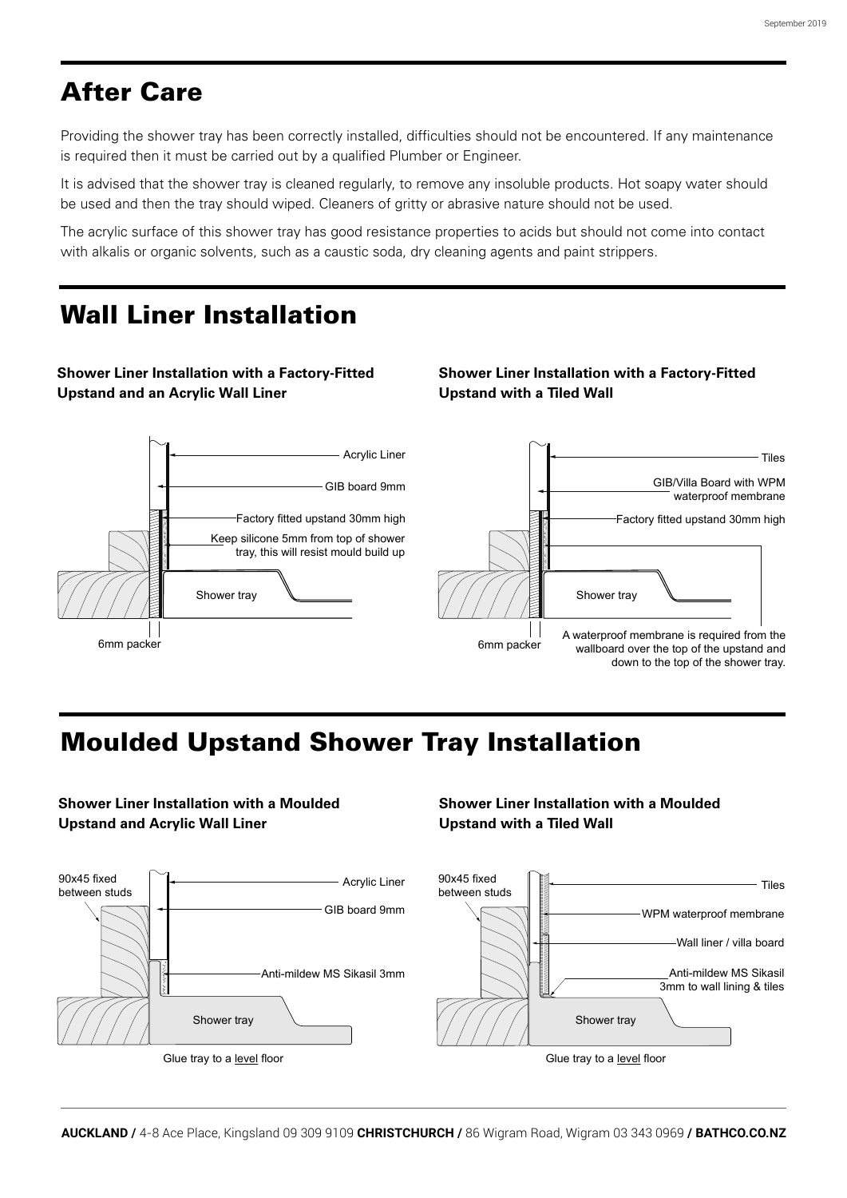## After Care

Providing the shower tray has been correctly installed, difficulties should not be encountered. If any maintenance is required then it must be carried out by a qualified Plumber or Engineer.

It is advised that the shower tray is cleaned regularly, to remove any insoluble products. Hot soapy water should be used and then the tray should wiped. Cleaners of gritty or abrasive nature should not be used.

The acrylic surface of this shower tray has good resistance properties to acids but should not come into contact with alkalis or organic solvents, such as a caustic soda, dry cleaning agents and paint strippers.

## Wall Liner Installation

**Shower Liner Installation with a Factory-Fitted Upstand and an Acrylic Wall Liner**

Acrylic Liner

GIB board 9mm

Factory fitted upstand 30mm high

Keep silicone 5mm from top of shower tray, this will resist mould build up

Shower tray

6mm packer

**Shower Liner Installation with a Factory-Fitted Upstand with a Tiled Wall**

Tiles

GIB/Villa Board with WPM waterproof membrane

Factory fitted upstand 30mm high

Shower tray

6mm packer

A waterproof membrane is required from the wallboard over the top of the upstand and down to the top of the shower tray.

## Moulded Upstand Shower Tray Installation

**Shower Liner Installation with a Moulded Upstand and Acrylic Wall Liner**

90x45 fixed between studs

Acrylic Liner

GIB board 9mm

Anti-mildew MS Sikasil 3mm

Shower tray

Glue tray to a level floor

**Shower Liner Installation with a Moulded Upstand with a Tiled Wall**

90x45 fixed between studs

Tiles

WPM waterproof membrane

Wall liner / villa board

Anti-mildew MS Sikasil 3mm to wall lining & tiles

Shower tray

Glue tray to a level floor

**AUCKLAND /** 4-8 Ace Place, Kingsland 09 309 9109 **CHRISTCHURCH /** 86 Wigram Road, Wigram 03 343 0969 **/ BATHCO.CO.NZ**